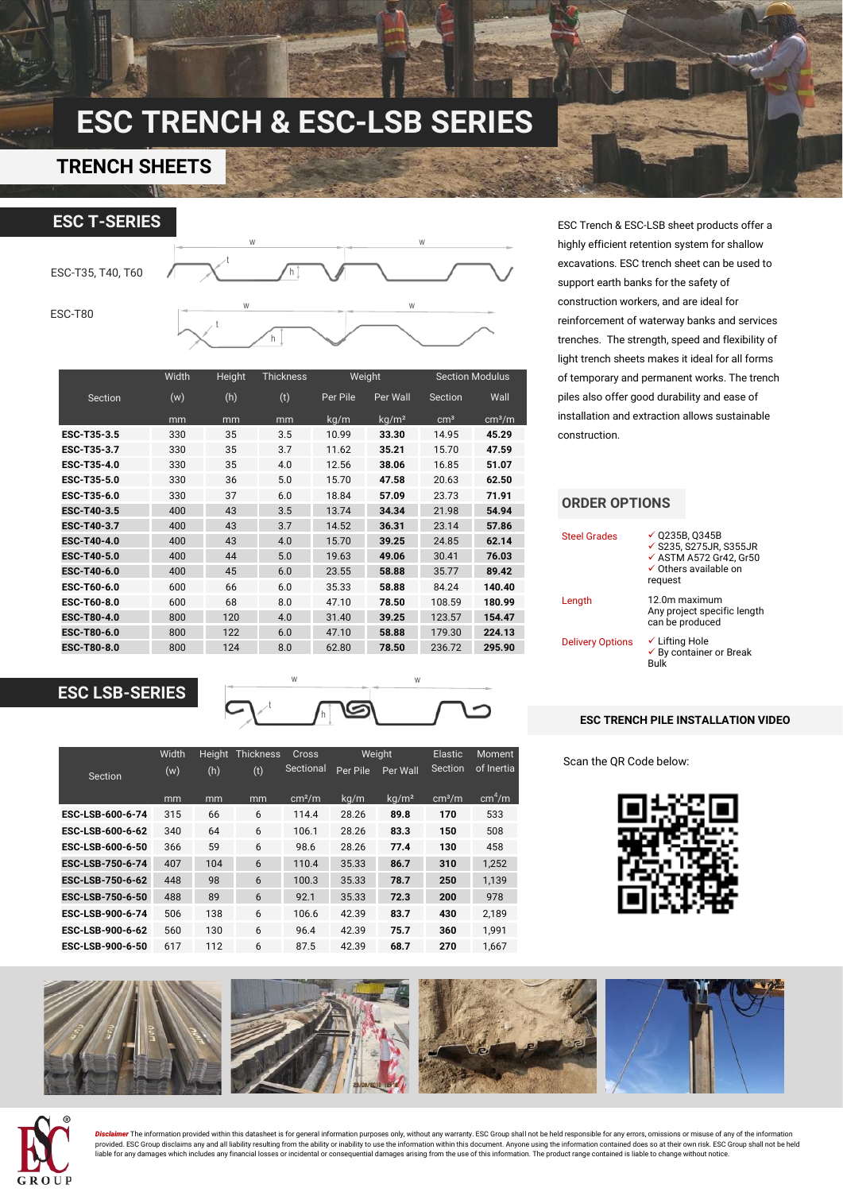# ESC TRENCH & ESC-LSB SERIES

## TRENCH SHEETS

## ESC T-SERIES

ESC-T35, T40, T60

ESC-T80

| Section | Width | Height | Thickness | Weight | | Section Modulus | |
|---|---|---|---|---|---|---|---|
| | (w) | (h) | (t) | Per Pile | Per Wall | Section | Wall |
| | mm | mm | mm | kg/m | kg/m² | cm³ | cm³/m |
| **ESC-T35-3.5** | 330 | 35 | 3.5 | 10.99 | **33.30** | 14.95 | **45.29** |
| **ESC-T35-3.7** | 330 | 35 | 3.7 | 11.62 | **35.21** | 15.70 | **47.59** |
| **ESC-T35-4.0** | 330 | 35 | 4.0 | 12.56 | **38.06** | 16.85 | **51.07** |
| **ESC-T35-5.0** | 330 | 36 | 5.0 | 15.70 | **47.58** | 20.63 | **62.50** |
| **ESC-T35-6.0** | 330 | 37 | 6.0 | 18.84 | **57.09** | 23.73 | **71.91** |
| **ESC-T40-3.5** | 400 | 43 | 3.5 | 13.74 | **34.34** | 21.98 | **54.94** |
| **ESC-T40-3.7** | 400 | 43 | 3.7 | 14.52 | **36.31** | 23.14 | **57.86** |
| **ESC-T40-4.0** | 400 | 43 | 4.0 | 15.70 | **39.25** | 24.85 | **62.14** |
| **ESC-T40-5.0** | 400 | 44 | 5.0 | 19.63 | **49.06** | 30.41 | **76.03** |
| **ESC-T40-6.0** | 400 | 45 | 6.0 | 23.55 | **58.88** | 35.77 | **89.42** |
| **ESC-T60-6.0** | 600 | 66 | 6.0 | 35.33 | **58.88** | 84.24 | **140.40** |
| **ESC-T60-8.0** | 600 | 68 | 8.0 | 47.10 | **78.50** | 108.59 | **180.99** |
| **ESC-T80-4.0** | 800 | 120 | 4.0 | 31.40 | **39.25** | 123.57 | **154.47** |
| **ESC-T80-6.0** | 800 | 122 | 6.0 | 47.10 | **58.88** | 179.30 | **224.13** |
| **ESC-T80-8.0** | 800 | 124 | 8.0 | 62.80 | **78.50** | 236.72 | **295.90** |

## ESC LSB-SERIES

| Section | Width | Height | Thickness | Cross Sectional | Weight | | Elastic Section | Moment of Inertia |
|---|---|---|---|---|---|---|---|---|
| | (w) | (h) | (t) | | Per Pile | Per Wall | | |
| | mm | mm | mm | cm²/m | kg/m | kg/m² | cm³/m | cm⁴/m |
| **ESC-LSB-600-6-74** | 315 | 66 | 6 | 114.4 | 28.26 | **89.8** | **170** | 533 |
| **ESC-LSB-600-6-62** | 340 | 64 | 6 | 106.1 | 28.26 | **83.3** | **150** | 508 |
| **ESC-LSB-600-6-50** | 366 | 59 | 6 | 98.6 | 28.26 | **77.4** | **130** | 458 |
| **ESC-LSB-750-6-74** | 407 | 104 | 6 | 110.4 | 35.33 | **86.7** | **310** | 1,252 |
| **ESC-LSB-750-6-62** | 448 | 98 | 6 | 100.3 | 35.33 | **78.7** | **250** | 1,139 |
| **ESC-LSB-750-6-50** | 488 | 89 | 6 | 92.1 | 35.33 | **72.3** | **200** | 978 |
| **ESC-LSB-900-6-74** | 506 | 138 | 6 | 106.6 | 42.39 | **83.7** | **430** | 2,189 |
| **ESC-LSB-900-6-62** | 560 | 130 | 6 | 96.4 | 42.39 | **75.7** | **360** | 1,991 |
| **ESC-LSB-900-6-50** | 617 | 112 | 6 | 87.5 | 42.39 | **68.7** | **270** | 1,667 |

ESC Trench & ESC-LSB sheet products offer a highly efficient retention system for shallow excavations. ESC trench sheet can be used to support earth banks for the safety of construction workers, and are ideal for reinforcement of waterway banks and services trenches. The strength, speed and flexibility of light trench sheets makes it ideal for all forms of temporary and permanent works. The trench piles also offer good durability and ease of installation and extraction allows sustainable construction.

## ORDER OPTIONS

| | |
|---|---|
| Steel Grades | ✓ Q235B, Q345B<br>✓ S235, S275JR, S355JR<br>✓ ASTM A572 Gr42, Gr50<br>✓ Others available on request |
| Length | 12.0m maximum<br>Any project specific length can be produced |
| Delivery Options | ✓ Lifting Hole<br>✓ By container or Break Bulk |

### ESC TRENCH PILE INSTALLATION VIDEO

Scan the QR Code below:

***Disclaimer*** The information provided within this datasheet is for general information purposes only, without any warranty. ESC Group shall not be held responsible for any errors, omissions or misuse of any of the information provided. ESC Group disclaims any and all liability resulting from the ability or inability to use the information within this document. Anyone using the information contained does so at their own risk. ESC Group shall not be held liable for any damages which includes any financial losses or incidental or consequential damages arising from the use of this information. The product range contained is liable to change without notice.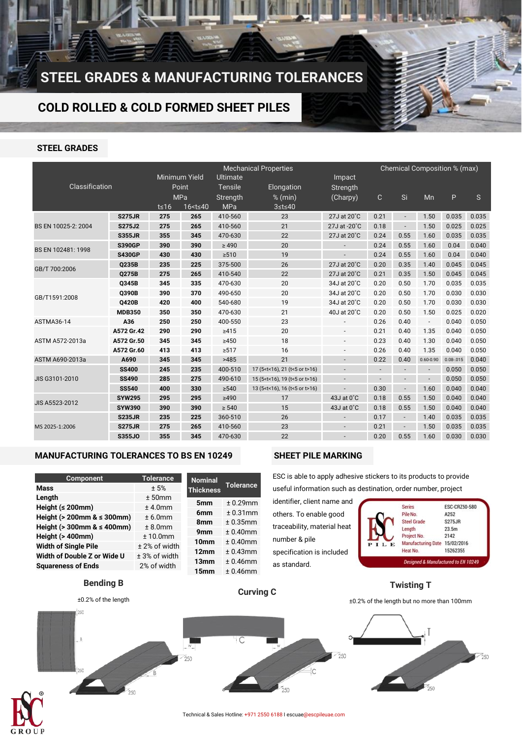# STEEL GRADES & MANUFACTURING TOLERANCES

## COLD ROLLED & COLD FORMED SHEET PILES

### STEEL GRADES

| Classification | | Minimum Yield Point MPa | | Ultimate Tensile Strength MPa | Elongation % (min) | Impact Strength (Charpy) | C | Si | Mn | P | S |
|---|---|---|---|---|---|---|---|---|---|---|---|
| | | t≤16 | 16<t≤40 | | 3≤t≤40 | | | | | | |
| BS EN 10025-2: 2004 | S275JR | 275 | 265 | 410-560 | 23 | 27J at 20˚C | 0.21 | - | 1.50 | 0.035 | 0.035 |
| | S275J2 | 275 | 265 | 410-560 | 21 | 27J at -20˚C | 0.18 | - | 1.50 | 0.025 | 0.025 |
| | S355JR | 355 | 345 | 470-630 | 22 | 27J at 20˚C | 0.24 | 0.55 | 1.60 | 0.035 | 0.035 |
| BS EN 102481: 1998 | S390GP | 390 | 390 | ≥ 490 | 20 | - | 0.24 | 0.55 | 1.60 | 0.04 | 0.040 |
| | S430GP | 430 | 430 | ≥510 | 19 | - | 0.24 | 0.55 | 1.60 | 0.04 | 0.040 |
| GB/T 700:2006 | Q235B | 235 | 225 | 375-500 | 26 | 27J at 20˚C | 0.20 | 0.35 | 1.40 | 0.045 | 0.045 |
| | Q275B | 275 | 265 | 410-540 | 22 | 27J at 20˚C | 0.21 | 0.35 | 1.50 | 0.045 | 0.045 |
| GB/T1591:2008 | Q345B | 345 | 335 | 470-630 | 20 | 34J at 20˚C | 0.20 | 0.50 | 1.70 | 0.035 | 0.035 |
| | Q390B | 390 | 370 | 490-650 | 20 | 34J at 20˚C | 0.20 | 0.50 | 1.70 | 0.030 | 0.030 |
| | Q420B | 420 | 400 | 540-680 | 19 | 34J at 20˚C | 0.20 | 0.50 | 1.70 | 0.030 | 0.030 |
| | MDB350 | 350 | 350 | 470-630 | 21 | 40J at 20˚C | 0.20 | 0.50 | 1.50 | 0.025 | 0.020 |
| ASTMA36-14 | A36 | 250 | 250 | 400-550 | 23 | - | 0.26 | 0.40 | - | 0.040 | 0.050 |
| ASTM A572-2013a | A572 Gr.42 | 290 | 290 | ≥415 | 20 | - | 0.21 | 0.40 | 1.35 | 0.040 | 0.050 |
| | A572 Gr.50 | 345 | 345 | ≥450 | 18 | - | 0.23 | 0.40 | 1.30 | 0.040 | 0.050 |
| | A572 Gr.60 | 413 | 413 | ≥517 | 16 | - | 0.26 | 0.40 | 1.35 | 0.040 | 0.050 |
| ASTM A690-2013a | A690 | 345 | 345 | >485 | 21 | - | 0.22 | 0.40 | 0.60-0.90 | 0.08-.015 | 0.040 |
| JIS G3101-2010 | SS400 | 245 | 235 | 400-510 | 17 (5<t<16), 21 (t<5 or t>16) | - | - | - | - | 0.050 | 0.050 |
| | SS490 | 285 | 275 | 490-610 | 15 (5<t<16), 19 (t<5 or t>16) | - | - | - | - | 0.050 | 0.050 |
| | SS540 | 400 | 330 | ≥540 | 13 (5<t<16), 16 (t<5 or t>16) | - | 0.30 | - | 1.60 | 0.040 | 0.040 |
| JIS A5523-2012 | SYW295 | 295 | 295 | ≥490 | 17 | 43J at 0˚C | 0.18 | 0.55 | 1.50 | 0.040 | 0.040 |
| | SYW390 | 390 | 390 | ≥ 540 | 15 | 43J at 0˚C | 0.18 | 0.55 | 1.50 | 0.040 | 0.040 |
| MS 2025-1:2006 | S235JR | 235 | 225 | 360-510 | 26 | - | 0.17 | - | 1.40 | 0.035 | 0.035 |
| | S275JR | 275 | 265 | 410-560 | 23 | - | 0.21 | - | 1.50 | 0.035 | 0.035 |
| | S355JO | 355 | 345 | 470-630 | 22 | - | 0.20 | 0.55 | 1.60 | 0.030 | 0.030 |

Mechanical Properties: Minimum Yield Point, Ultimate Tensile Strength, Elongation, Impact Strength. Chemical Composition % (max): C, Si, Mn, P, S.

### MANUFACTURING TOLERANCES TO BS EN 10249

| Component | Tolerance |
|---|---|
| Mass | ± 5% |
| Length | ± 50mm |
| Height (≤ 200mm) | ± 4.0mm |
| Height (> 200mm & ≤ 300mm) | ± 6.0mm |
| Height (> 300mm & ≤ 400mm) | ± 8.0mm |
| Height (> 400mm) | ± 10.0mm |
| Width of Single Pile | ± 2% of width |
| Width of Double Z or Wide U | ± 3% of width |
| Squareness of Ends | 2% of width |

| Nominal Thickness | Tolerance |
|---|---|
| 5mm | ± 0.29mm |
| 6mm | ± 0.31mm |
| 8mm | ± 0.35mm |
| 9mm | ± 0.40mm |
| 10mm | ± 0.40mm |
| 12mm | ± 0.43mm |
| 13mm | ± 0.46mm |
| 15mm | ± 0.46mm |

**Bending B**

±0.2% of the length

**Curving C**

**Twisting T**

±0.2% of the length but no more than 100mm

### SHEET PILE MARKING

ESC is able to apply adhesive stickers to its products to provide useful information such as destination, order number, project identifier, client name and others. To enable good traceability, material heat number & pile specification is included as standard.

| | |
|---|---|
| Series | ESC-CRZ50-580 |
| Pile No. | A252 |
| Steel Grade | S275JR |
| Length | 23.5m |
| Project No. | 2142 |
| Manufacturing Date | 15/02/2016 |
| Heat No. | 15262355 |

Designed & Manufactured to EN 10249

Technical & Sales Hotline: +971 2550 6188 | escuae@escpileuae.com